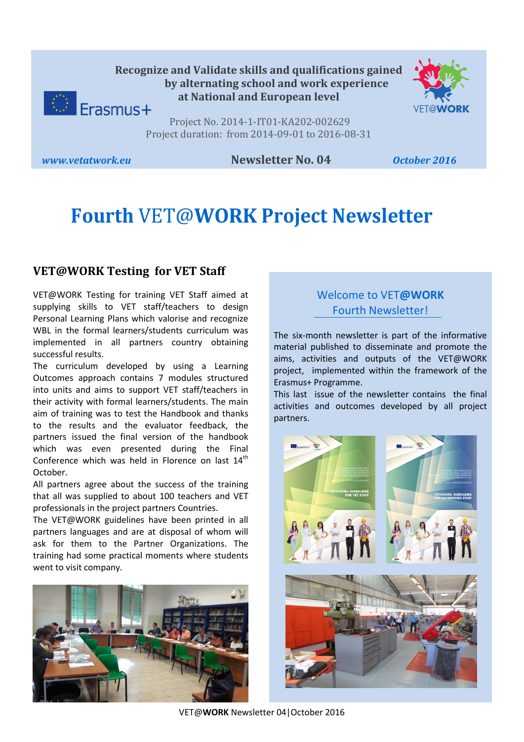Recognize and Validate skills and qualifications gained by alternating school and work experience at National and European level

Project No. 2014-1-IT01-KA202-002629
Project duration: from 2014-09-01 to 2016-08-31

*www.vetatwork.eu* **Newsletter No. 04** *October 2016*

# Fourth VET@WORK Project Newsletter

## VET@WORK Testing for VET Staff

VET@WORK Testing for training VET Staff aimed at supplying skills to VET staff/teachers to design Personal Learning Plans which valorise and recognize WBL in the formal learners/students curriculum was implemented in all partners country obtaining successful results.

The curriculum developed by using a Learning Outcomes approach contains 7 modules structured into units and aims to support VET staff/teachers in their activity with formal learners/students. The main aim of training was to test the Handbook and thanks to the results and the evaluator feedback, the partners issued the final version of the handbook which was even presented during the Final Conference which was held in Florence on last 14th October.

All partners agree about the success of the training that all was supplied to about 100 teachers and VET professionals in the project partners Countries.

The VET@WORK guidelines have been printed in all partners languages and are at disposal of whom will ask for them to the Partner Organizations. The training had some practical moments where students went to visit company.

## Welcome to VET@WORK Fourth Newsletter!

The six-month newsletter is part of the informative material published to disseminate and promote the aims, activities and outputs of the VET@WORK project, implemented within the framework of the Erasmus+ Programme.

This last issue of the newsletter contains the final activities and outcomes developed by all project partners.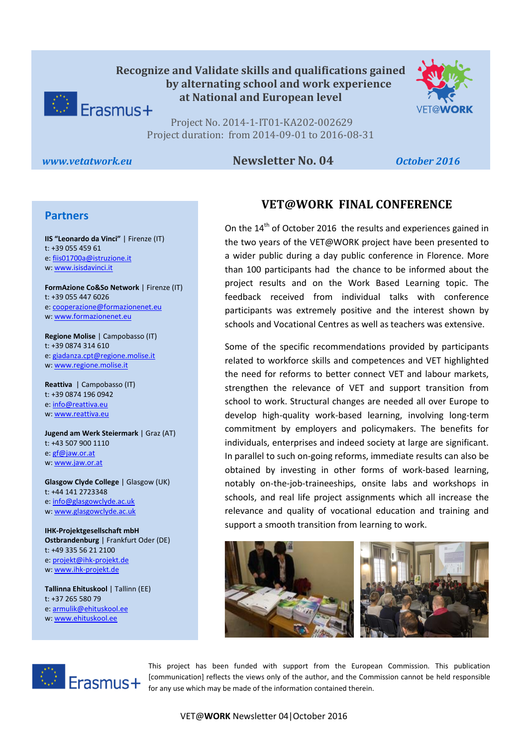Recognize and Validate skills and qualifications gained by alternating school and work experience at National and European level

Erasmus+

VET@WORK

Project No. 2014-1-IT01-KA202-002629
Project duration: from 2014-09-01 to 2016-08-31

*www.vetatwork.eu*

**Newsletter No. 04**

*October 2016*

## Partners

**IIS "Leonardo da Vinci"** | Firenze (IT)
t: +39 055 459 61
e: fiis01700a@istruzione.it
w: www.isisdavinci.it

**FormAzione Co&So Network** | Firenze (IT)
t: +39 055 447 6026
e: cooperazione@formazionenet.eu
w: www.formazionenet.eu

**Regione Molise** | Campobasso (IT)
t: +39 0874 314 610
e: giadanza.cpt@regione.molise.it
w: www.regione.molise.it

**Reattiva** | Campobasso (IT)
t: +39 0874 196 0942
e: info@reattiva.eu
w: www.reattiva.eu

**Jugend am Werk Steiermark** | Graz (AT)
t: +43 507 900 1110
e: gf@jaw.or.at
w: www.jaw.or.at

**Glasgow Clyde College** | Glasgow (UK)
t: +44 141 2723348
e: info@glasgowclyde.ac.uk
w: www.glasgowclyde.ac.uk

**IHK-Projektgesellschaft mbH Ostbrandenburg** | Frankfurt Oder (DE)
t: +49 335 56 21 2100
e: projekt@ihk-projekt.de
w: www.ihk-projekt.de

**Tallinna Ehituskool** | Tallinn (EE)
t: +37 265 580 79
e: armulik@ehituskool.ee
w: www.ehituskool.ee

## VET@WORK FINAL CONFERENCE

On the 14th of October 2016 the results and experiences gained in the two years of the VET@WORK project have been presented to a wider public during a day public conference in Florence. More than 100 participants had the chance to be informed about the project results and on the Work Based Learning topic. The feedback received from individual talks with conference participants was extremely positive and the interest shown by schools and Vocational Centres as well as teachers was extensive.

Some of the specific recommendations provided by participants related to workforce skills and competences and VET highlighted the need for reforms to better connect VET and labour markets, strengthen the relevance of VET and support transition from school to work. Structural changes are needed all over Europe to develop high-quality work-based learning, involving long-term commitment by employers and policymakers. The benefits for individuals, enterprises and indeed society at large are significant. In parallel to such on-going reforms, immediate results can also be obtained by investing in other forms of work-based learning, notably on-the-job-traineeships, onsite labs and workshops in schools, and real life project assignments which all increase the relevance and quality of vocational education and training and support a smooth transition from learning to work.

Erasmus+

This project has been funded with support from the European Commission. This publication [communication] reflects the views only of the author, and the Commission cannot be held responsible for any use which may be made of the information contained therein.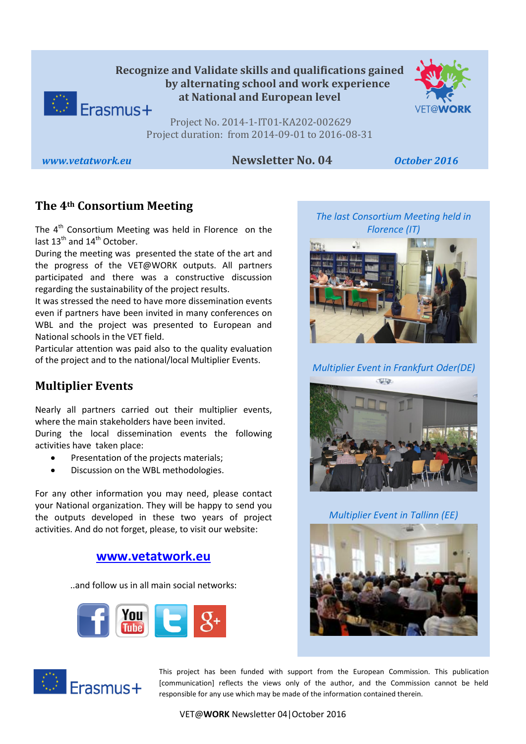Recognize and Validate skills and qualifications gained by alternating school and work experience at National and European level

Erasmus+

VET@WORK

Project No. 2014-1-IT01-KA202-002629
Project duration: from 2014-09-01 to 2016-08-31

*www.vetatwork.eu* **Newsletter No. 04** *October 2016*

## The 4th Consortium Meeting

The 4th Consortium Meeting was held in Florence on the last 13th and 14th October.

During the meeting was presented the state of the art and the progress of the VET@WORK outputs. All partners participated and there was a constructive discussion regarding the sustainability of the project results.

It was stressed the need to have more dissemination events even if partners have been invited in many conferences on WBL and the project was presented to European and National schools in the VET field.

Particular attention was paid also to the quality evaluation of the project and to the national/local Multiplier Events.

## Multiplier Events

Nearly all partners carried out their multiplier events, where the main stakeholders have been invited.

During the local dissemination events the following activities have taken place:

- Presentation of the projects materials;
- Discussion on the WBL methodologies.

For any other information you may need, please contact your National organization. They will be happy to send you the outputs developed in these two years of project activities. And do not forget, please, to visit our website:

**www.vetatwork.eu**

..and follow us in all main social networks:

*The last Consortium Meeting held in Florence (IT)*

*Multiplier Event in Frankfurt Oder(DE)*

*Multiplier Event in Tallinn (EE)*

Erasmus+

This project has been funded with support from the European Commission. This publication [communication] reflects the views only of the author, and the Commission cannot be held responsible for any use which may be made of the information contained therein.